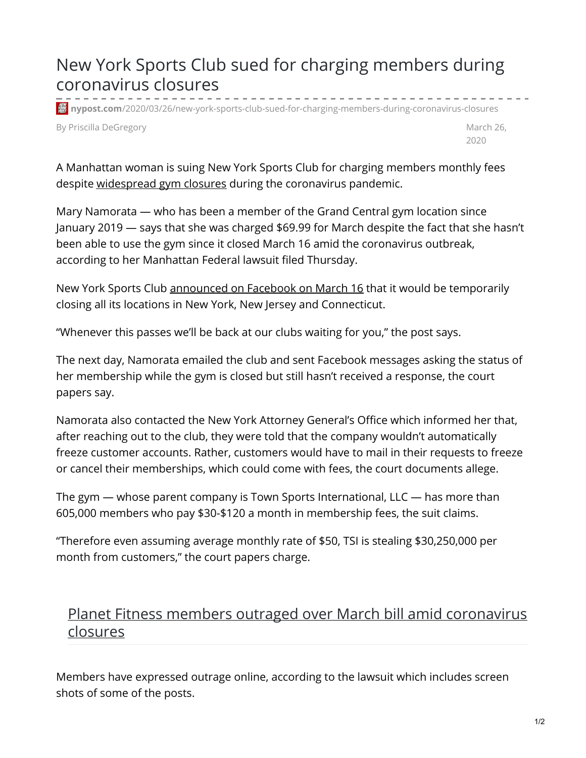# New York Sports Club sued for charging members during coronavirus closures

nypost.com/2020/03/26/new-york-sports-club-sued-for-charging-members-during-coronavirus-closures

By Priscilla DeGregory

March 26, 2020

A Manhattan woman is suing New York Sports Club for charging members monthly fees despite widespread gym closures during the coronavirus pandemic.

Mary Namorata — who has been a member of the Grand Central gym location since January 2019 — says that she was charged $69.99 for March despite the fact that she hasn't been able to use the gym since it closed March 16 amid the coronavirus outbreak, according to her Manhattan Federal lawsuit filed Thursday.

New York Sports Club announced on Facebook on March 16 that it would be temporarily closing all its locations in New York, New Jersey and Connecticut.

"Whenever this passes we'll be back at our clubs waiting for you," the post says.

The next day, Namorata emailed the club and sent Facebook messages asking the status of her membership while the gym is closed but still hasn't received a response, the court papers say.

Namorata also contacted the New York Attorney General's Office which informed her that, after reaching out to the club, they were told that the company wouldn't automatically freeze customer accounts. Rather, customers would have to mail in their requests to freeze or cancel their memberships, which could come with fees, the court documents allege.

The gym — whose parent company is Town Sports International, LLC — has more than 605,000 members who pay $30-$120 a month in membership fees, the suit claims.

"Therefore even assuming average monthly rate of $50, TSI is stealing $30,250,000 per month from customers," the court papers charge.

## Planet Fitness members outraged over March bill amid coronavirus closures

Members have expressed outrage online, according to the lawsuit which includes screen shots of some of the posts.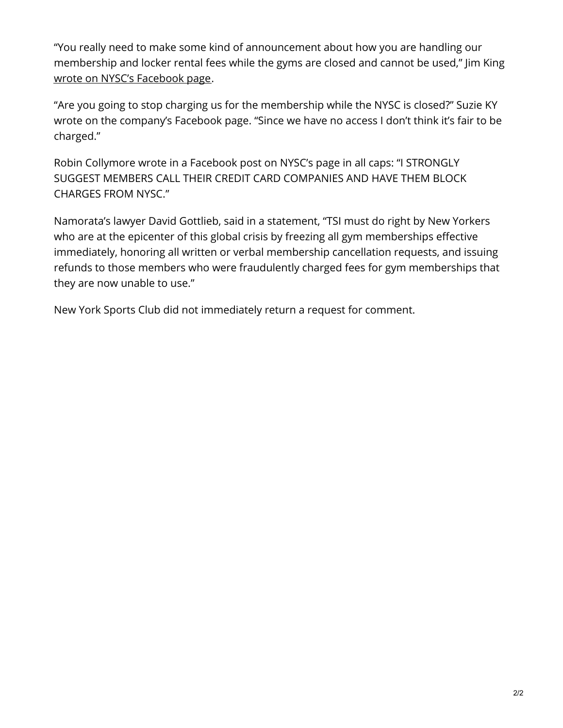"You really need to make some kind of announcement about how you are handling our membership and locker rental fees while the gyms are closed and cannot be used," Jim King wrote on NYSC's Facebook page.

"Are you going to stop charging us for the membership while the NYSC is closed?" Suzie KY wrote on the company's Facebook page. "Since we have no access I don't think it's fair to be charged."

Robin Collymore wrote in a Facebook post on NYSC's page in all caps: "I STRONGLY SUGGEST MEMBERS CALL THEIR CREDIT CARD COMPANIES AND HAVE THEM BLOCK CHARGES FROM NYSC."

Namorata's lawyer David Gottlieb, said in a statement, "TSI must do right by New Yorkers who are at the epicenter of this global crisis by freezing all gym memberships effective immediately, honoring all written or verbal membership cancellation requests, and issuing refunds to those members who were fraudulently charged fees for gym memberships that they are now unable to use."

New York Sports Club did not immediately return a request for comment.